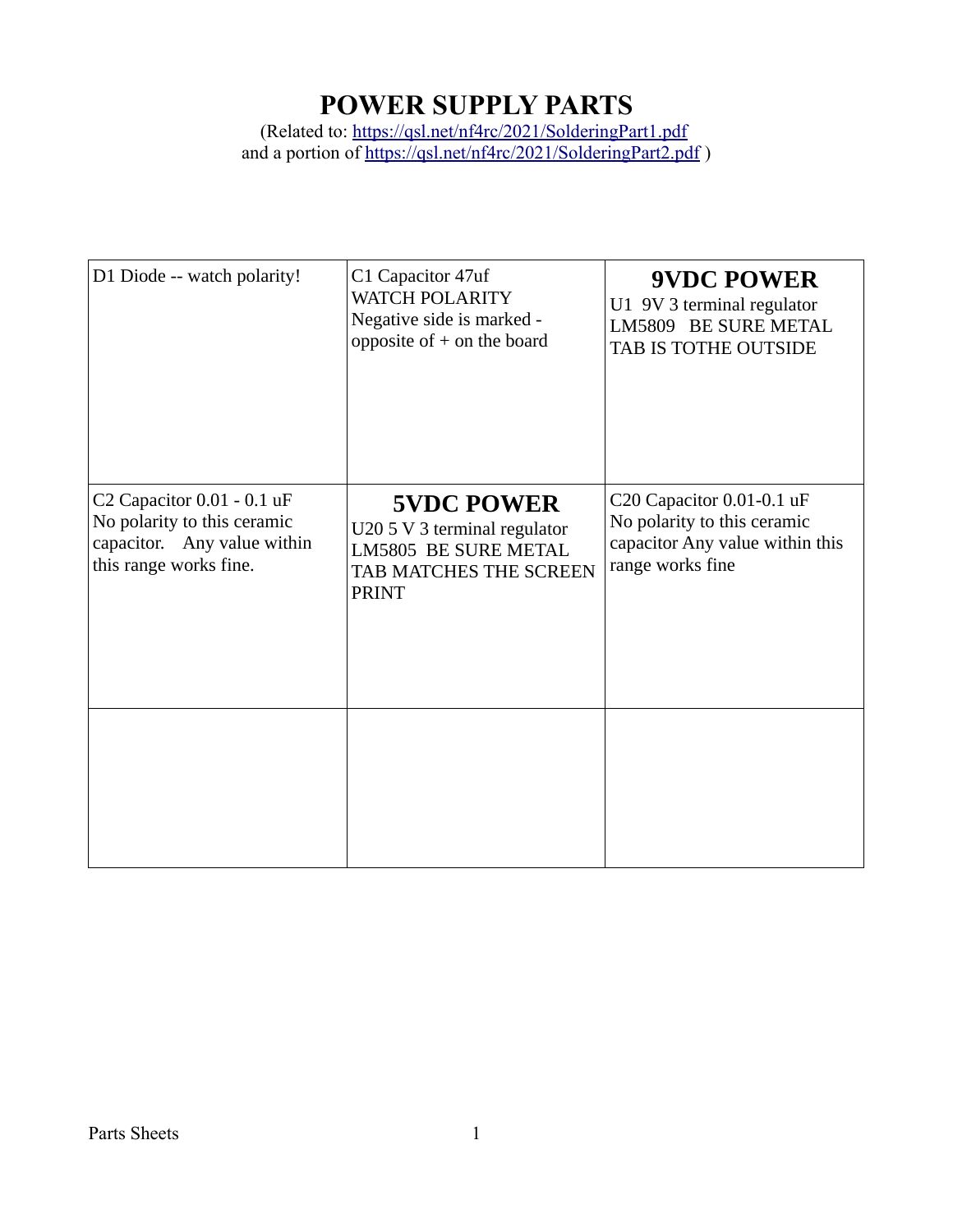# POWER SUPPLY PARTS

(Related to: https://qsl.net/nf4rc/2021/SolderingPart1.pdf
and a portion of https://qsl.net/nf4rc/2021/SolderingPart2.pdf )

| | | |
|---|---|---|
| D1 Diode -- watch polarity! | C1 Capacitor 47uf<br>WATCH POLARITY<br>Negative side is marked - opposite of + on the board | **9VDC POWER**<br>U1 9V 3 terminal regulator<br>LM5809 BE SURE METAL TAB IS TOTHE OUTSIDE |
| C2 Capacitor 0.01 - 0.1 uF<br>No polarity to this ceramic capacitor. Any value within this range works fine. | **5VDC POWER**<br>U20 5 V 3 terminal regulator<br>LM5805 BE SURE METAL TAB MATCHES THE SCREEN PRINT | C20 Capacitor 0.01-0.1 uF<br>No polarity to this ceramic capacitor Any value within this range works fine |
| | | |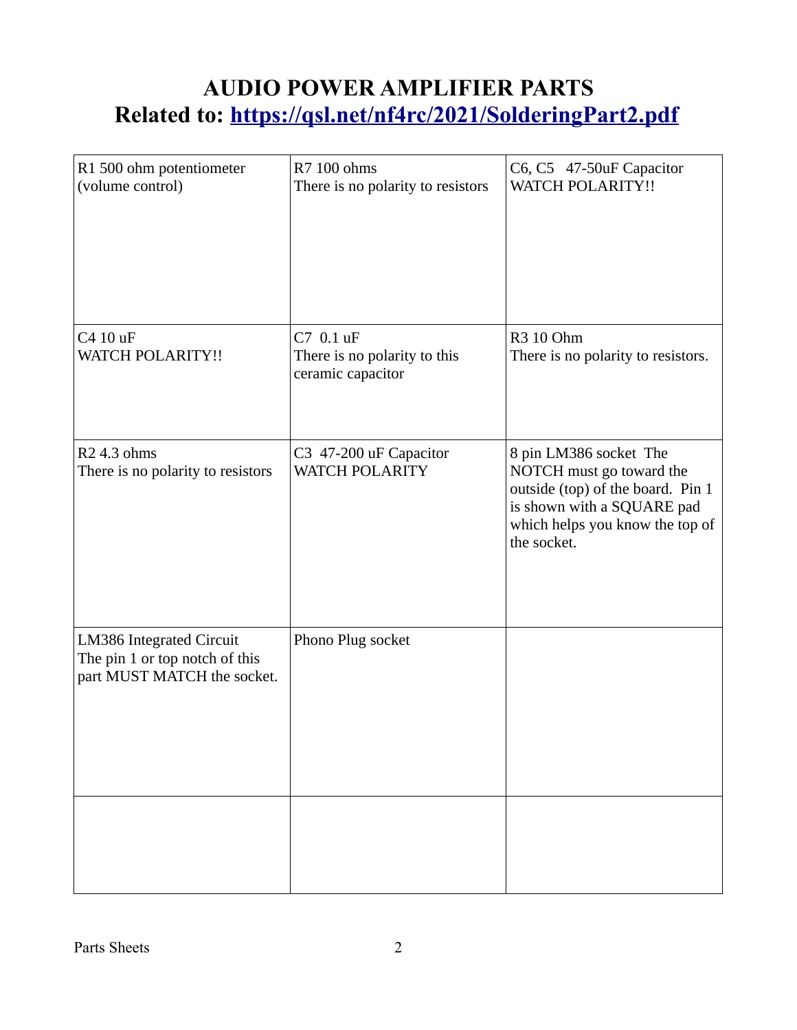# AUDIO POWER AMPLIFIER PARTS
# Related to: [https://qsl.net/nf4rc/2021/SolderingPart2.pdf](https://qsl.net/nf4rc/2021/SolderingPart2.pdf)

| | | |
|---|---|---|
| R1 500 ohm potentiometer (volume control) | R7 100 ohms<br>There is no polarity to resistors | C6, C5 47-50uF Capacitor<br>WATCH POLARITY!! |
| C4 10 uF<br>WATCH POLARITY!! | C7 0.1 uF<br>There is no polarity to this ceramic capacitor | R3 10 Ohm<br>There is no polarity to resistors. |
| R2 4.3 ohms<br>There is no polarity to resistors | C3 47-200 uF Capacitor<br>WATCH POLARITY | 8 pin LM386 socket The NOTCH must go toward the outside (top) of the board. Pin 1 is shown with a SQUARE pad which helps you know the top of the socket. |
| LM386 Integrated Circuit<br>The pin 1 or top notch of this part MUST MATCH the socket. | Phono Plug socket | |
| | | |

Parts Sheets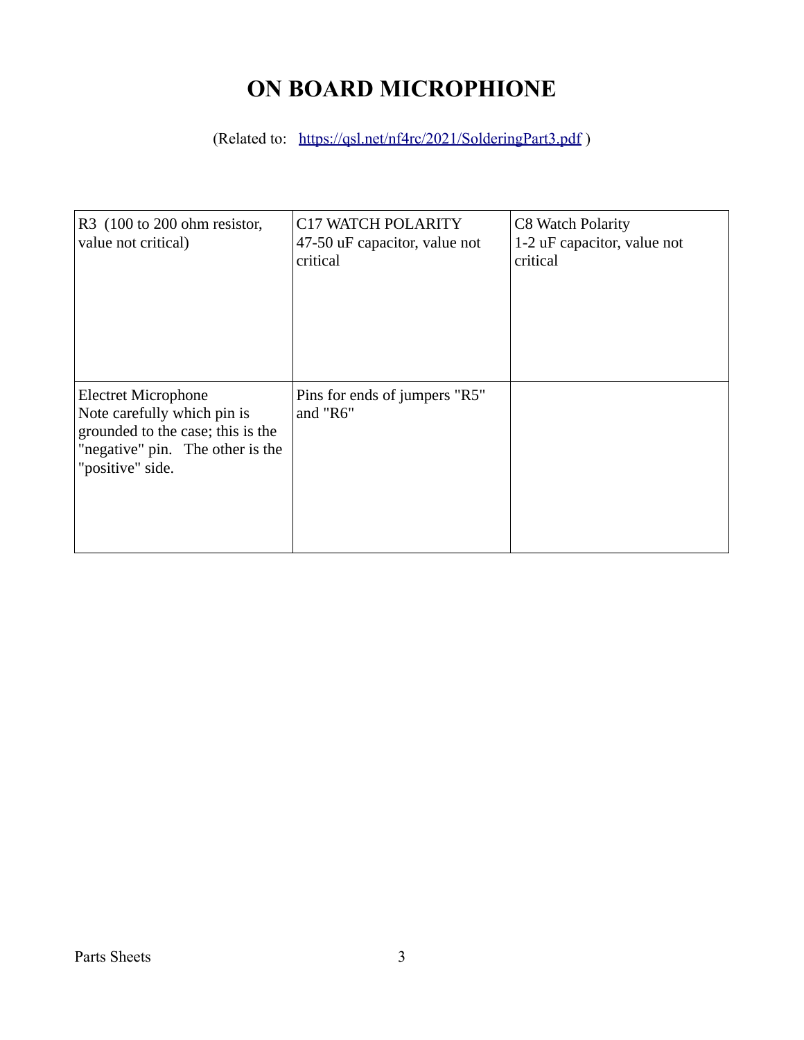# ON BOARD MICROPHIONE

(Related to: https://qsl.net/nf4rc/2021/SolderingPart3.pdf )

| | | |
|---|---|---|
| R3 (100 to 200 ohm resistor, value not critical) | C17 WATCH POLARITY<br>47-50 uF capacitor, value not critical | C8 Watch Polarity<br>1-2 uF capacitor, value not critical |
| Electret Microphone<br>Note carefully which pin is grounded to the case; this is the "negative" pin. The other is the "positive" side. | Pins for ends of jumpers "R5" and "R6" | |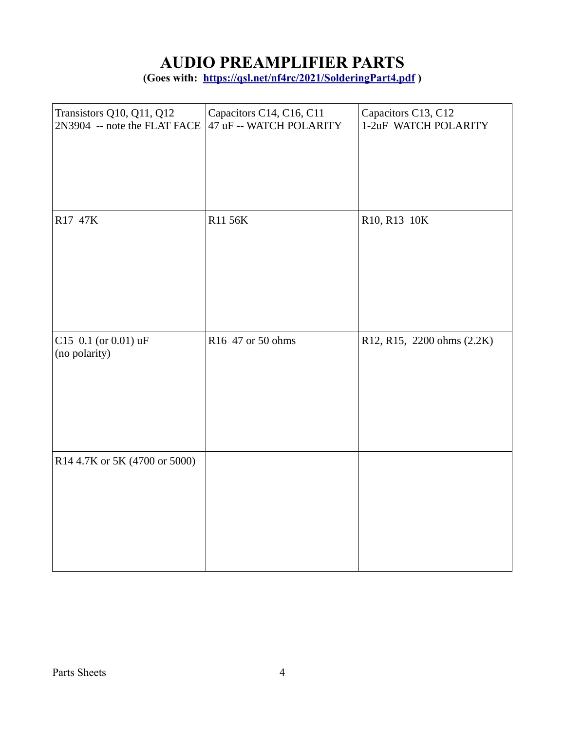# AUDIO PREAMPLIFIER PARTS

**(Goes with: [https://qsl.net/nf4rc/2021/SolderingPart4.pdf](https://qsl.net/nf4rc/2021/SolderingPart4.pdf) )**

| | | |
|---|---|---|
| Transistors Q10, Q11, Q12<br>2N3904 -- note the FLAT FACE | Capacitors C14, C16, C11<br>47 uF -- WATCH POLARITY | Capacitors C13, C12<br>1-2uF WATCH POLARITY |
| R17 47K | R11 56K | R10, R13 10K |
| C15 0.1 (or 0.01) uF<br>(no polarity) | R16 47 or 50 ohms | R12, R15, 2200 ohms (2.2K) |
| R14 4.7K or 5K (4700 or 5000) | | |

Parts Sheets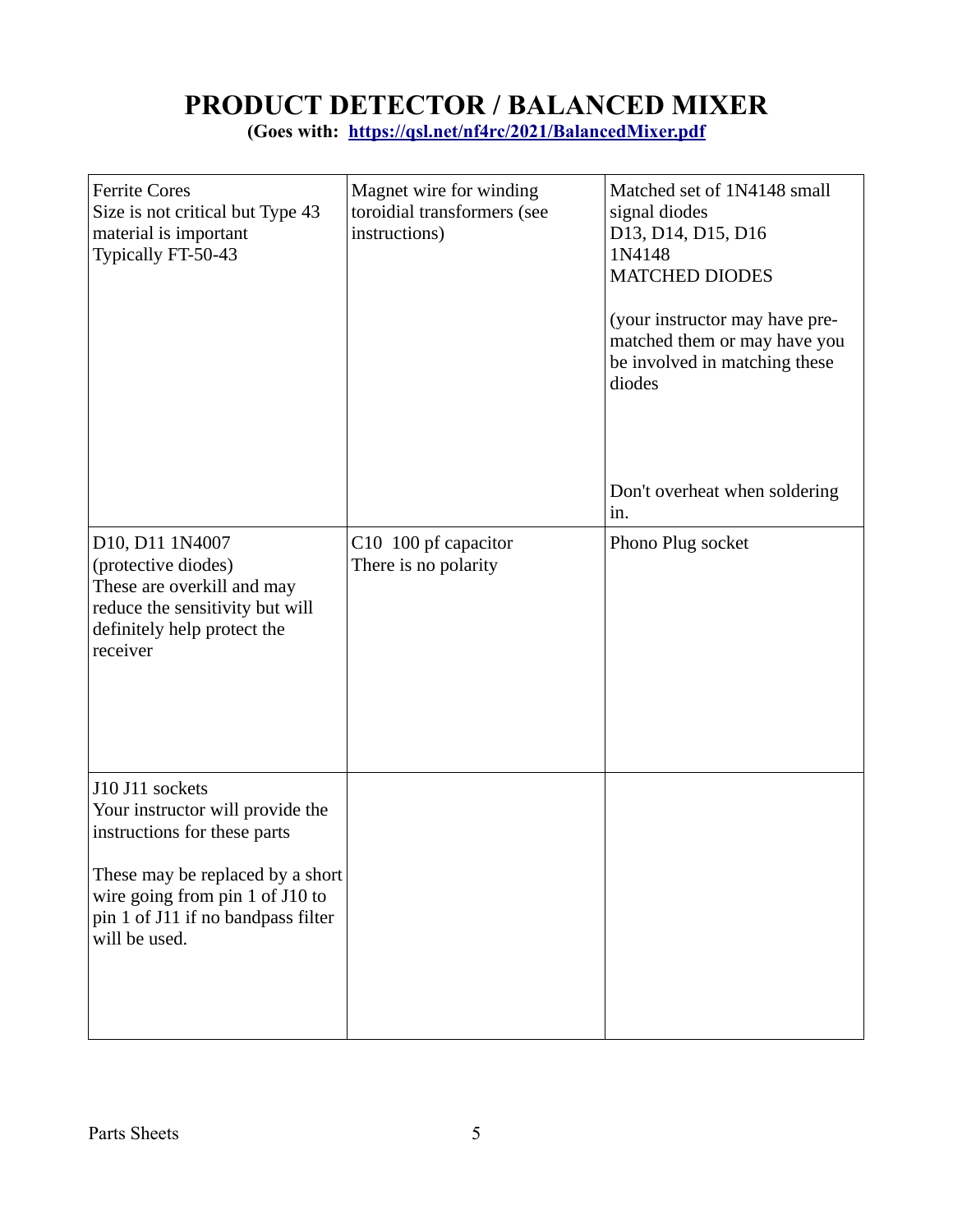# PRODUCT DETECTOR / BALANCED MIXER

**(Goes with: [https://qsl.net/nf4rc/2021/BalancedMixer.pdf](https://qsl.net/nf4rc/2021/BalancedMixer.pdf))**

| | | |
|---|---|---|
| Ferrite Cores<br>Size is not critical but Type 43 material is important<br>Typically FT-50-43 | Magnet wire for winding toroidial transformers (see instructions) | Matched set of 1N4148 small signal diodes<br>D13, D14, D15, D16<br>1N4148<br>MATCHED DIODES<br><br>(your instructor may have pre-matched them or may have you be involved in matching these diodes<br><br>Don't overheat when soldering in. |
| D10, D11 1N4007<br>(protective diodes)<br>These are overkill and may reduce the sensitivity but will definitely help protect the receiver | C10 100 pf capacitor<br>There is no polarity | Phono Plug socket |
| J10 J11 sockets<br>Your instructor will provide the instructions for these parts<br><br>These may be replaced by a short wire going from pin 1 of J10 to pin 1 of J11 if no bandpass filter will be used. | | |